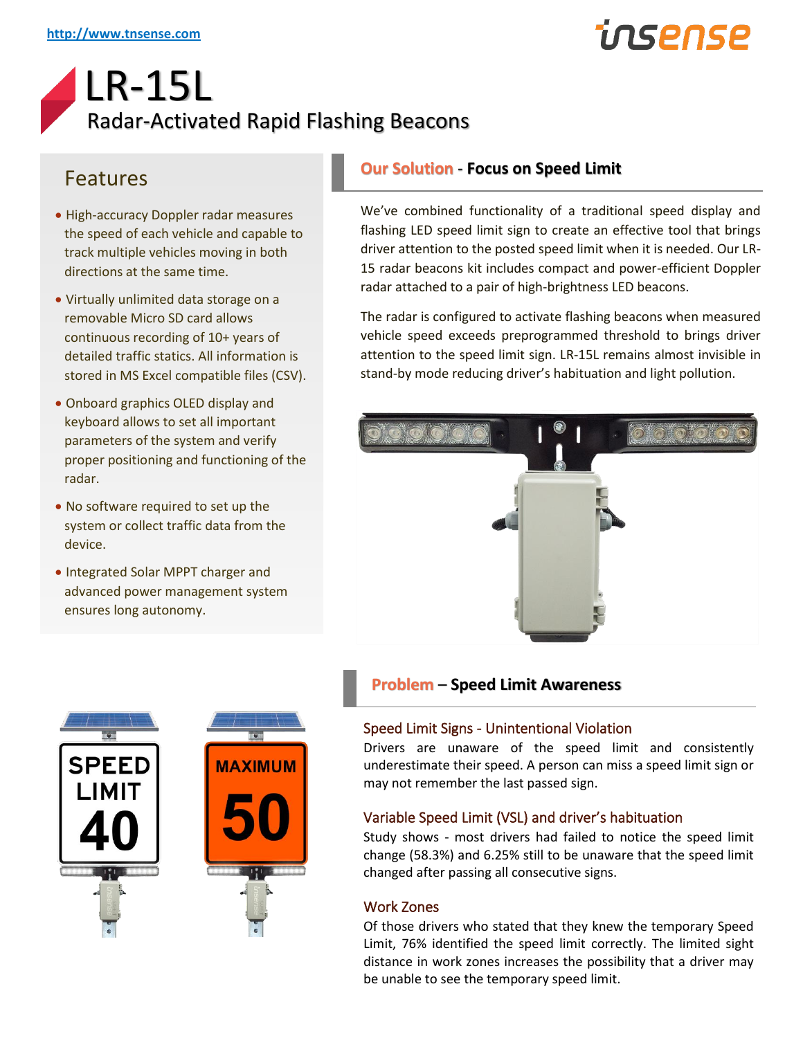http://www.tnsense.com

# LR-15L

## Radar-Activated Rapid Flashing Beacons

## Features

- High-accuracy Doppler radar measures the speed of each vehicle and capable to track multiple vehicles moving in both directions at the same time.
- Virtually unlimited data storage on a removable Micro SD card allows continuous recording of 10+ years of detailed traffic statics. All information is stored in MS Excel compatible files (CSV).
- Onboard graphics OLED display and keyboard allows to set all important parameters of the system and verify proper positioning and functioning of the radar.
- No software required to set up the system or collect traffic data from the device.
- Integrated Solar MPPT charger and advanced power management system ensures long autonomy.

## Our Solution - Focus on Speed Limit

We've combined functionality of a traditional speed display and flashing LED speed limit sign to create an effective tool that brings driver attention to the posted speed limit when it is needed. Our LR-15 radar beacons kit includes compact and power-efficient Doppler radar attached to a pair of high-brightness LED beacons.

The radar is configured to activate flashing beacons when measured vehicle speed exceeds preprogrammed threshold to brings driver attention to the speed limit sign. LR-15L remains almost invisible in stand-by mode reducing driver's habituation and light pollution.

## Problem – Speed Limit Awareness

### Speed Limit Signs - Unintentional Violation

Drivers are unaware of the speed limit and consistently underestimate their speed. A person can miss a speed limit sign or may not remember the last passed sign.

### Variable Speed Limit (VSL) and driver's habituation

Study shows - most drivers had failed to notice the speed limit change (58.3%) and 6.25% still to be unaware that the speed limit changed after passing all consecutive signs.

### Work Zones

Of those drivers who stated that they knew the temporary Speed Limit, 76% identified the speed limit correctly. The limited sight distance in work zones increases the possibility that a driver may be unable to see the temporary speed limit.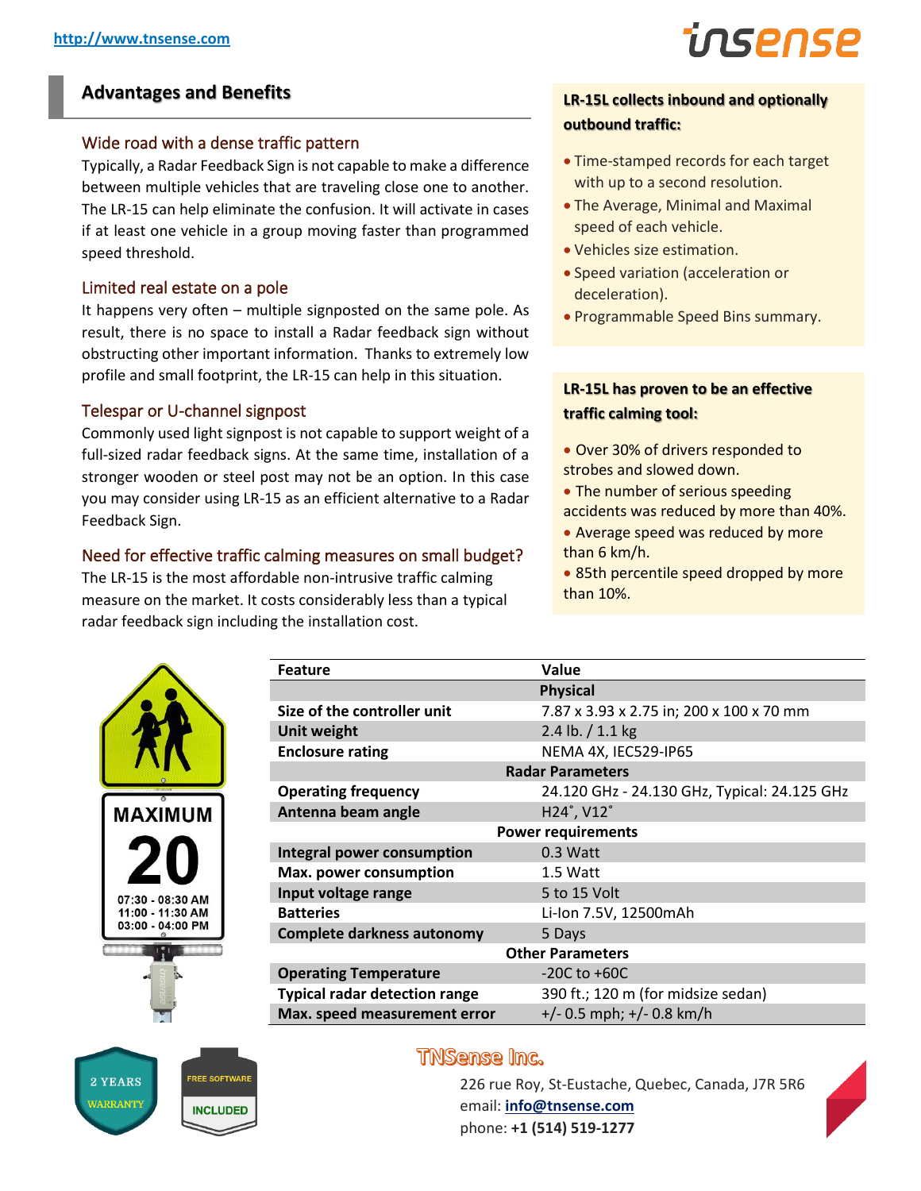## Advantages and Benefits

### Wide road with a dense traffic pattern

Typically, a Radar Feedback Sign is not capable to make a difference between multiple vehicles that are traveling close one to another. The LR-15 can help eliminate the confusion. It will activate in cases if at least one vehicle in a group moving faster than programmed speed threshold.

### Limited real estate on a pole

It happens very often – multiple signposted on the same pole. As result, there is no space to install a Radar feedback sign without obstructing other important information. Thanks to extremely low profile and small footprint, the LR-15 can help in this situation.

### Telespar or U-channel signpost

Commonly used light signpost is not capable to support weight of a full-sized radar feedback signs. At the same time, installation of a stronger wooden or steel post may not be an option. In this case you may consider using LR-15 as an efficient alternative to a Radar Feedback Sign.

### Need for effective traffic calming measures on small budget?

The LR-15 is the most affordable non-intrusive traffic calming measure on the market. It costs considerably less than a typical radar feedback sign including the installation cost.

**LR-15L collects inbound and optionally outbound traffic:**

- Time-stamped records for each target with up to a second resolution.
- The Average, Minimal and Maximal speed of each vehicle.
- Vehicles size estimation.
- Speed variation (acceleration or deceleration).
- Programmable Speed Bins summary.

**LR-15L has proven to be an effective traffic calming tool:**

- Over 30% of drivers responded to strobes and slowed down.
- The number of serious speeding accidents was reduced by more than 40%.
- Average speed was reduced by more than 6 km/h.
- 85th percentile speed dropped by more than 10%.

| Feature | Value |
| --- | --- |
| **Physical** | |
| **Size of the controller unit** | 7.87 x 3.93 x 2.75 in; 200 x 100 x 70 mm |
| **Unit weight** | 2.4 lb. / 1.1 kg |
| **Enclosure rating** | NEMA 4X, IEC529-IP65 |
| **Radar Parameters** | |
| **Operating frequency** | 24.120 GHz - 24.130 GHz, Typical: 24.125 GHz |
| **Antenna beam angle** | H24˚, V12˚ |
| **Power requirements** | |
| **Integral power consumption** | 0.3 Watt |
| **Max. power consumption** | 1.5 Watt |
| **Input voltage range** | 5 to 15 Volt |
| **Batteries** | Li-Ion 7.5V, 12500mAh |
| **Complete darkness autonomy** | 5 Days |
| **Other Parameters** | |
| **Operating Temperature** | -20C to +60C |
| **Typical radar detection range** | 390 ft.; 120 m (for midsize sedan) |
| **Max. speed measurement error** | +/- 0.5 mph; +/- 0.8 km/h |

**TNSense Inc.**

226 rue Roy, St-Eustache, Quebec, Canada, J7R 5R6
email: **info@tnsense.com**
phone: **+1 (514) 519-1277**